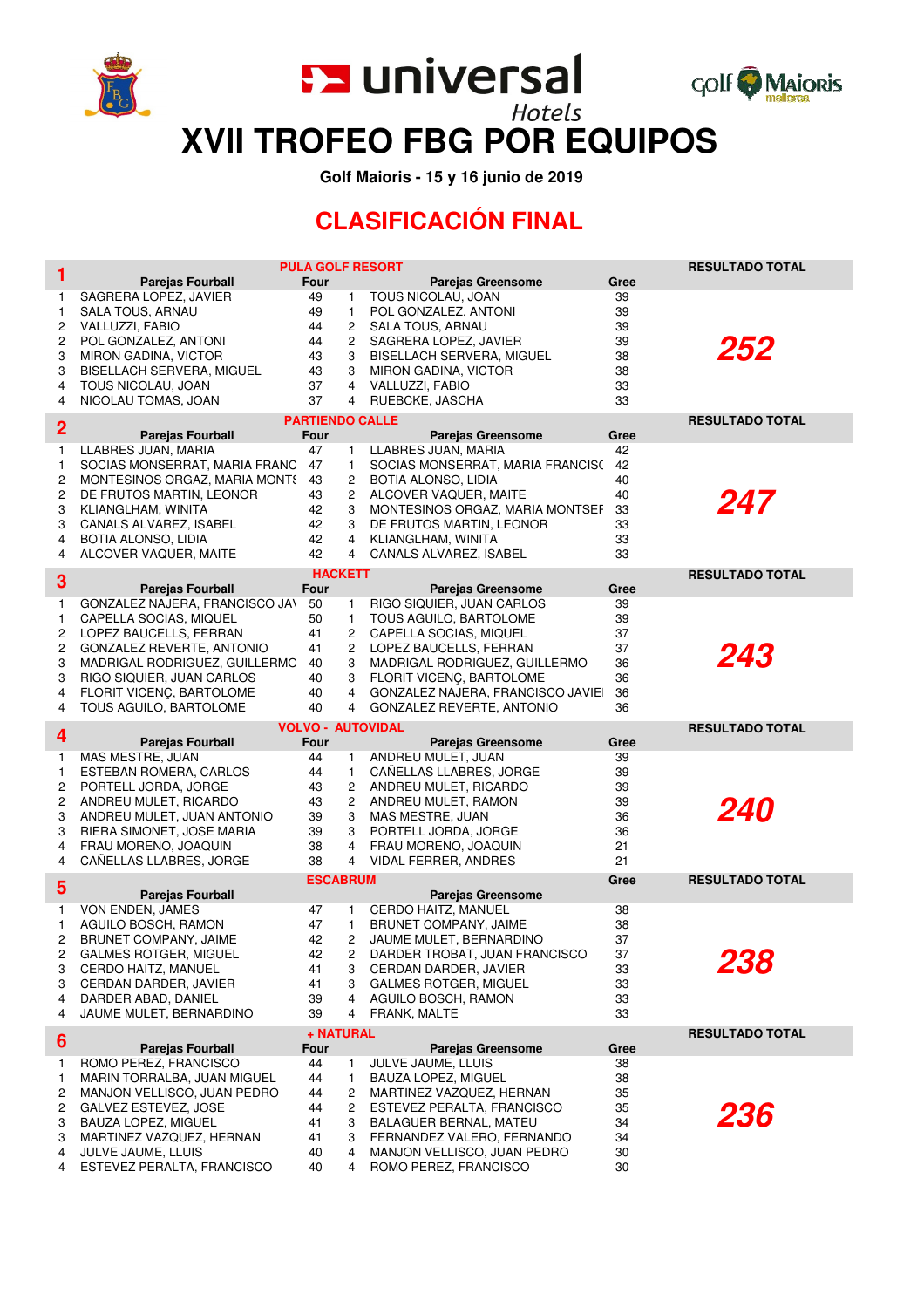# universal Hotels

# XVII TROFEO FBG POR EQUIPOS

**Golf Maioris - 15 y 16 junio de 2019**

## CLASIFICACIÓN FINAL

| 1 | PULA GOLF RESORT | | | | | RESULTADO TOTAL |
|---|---|---|---|---|---|---|
| | Parejas Fourball | Four | | Parejas Greensome | Gree | |
| 1 | SAGRERA LOPEZ, JAVIER | 49 | 1 | TOUS NICOLAU, JOAN | 39 | |
| 1 | SALA TOUS, ARNAU | 49 | 1 | POL GONZALEZ, ANTONI | 39 | |
| 2 | VALLUZZI, FABIO | 44 | 2 | SALA TOUS, ARNAU | 39 | |
| 2 | POL GONZALEZ, ANTONI | 44 | 2 | SAGRERA LOPEZ, JAVIER | 39 | **252** |
| 3 | MIRON GADINA, VICTOR | 43 | 3 | BISELLACH SERVERA, MIGUEL | 38 | |
| 3 | BISELLACH SERVERA, MIGUEL | 43 | 3 | MIRON GADINA, VICTOR | 38 | |
| 4 | TOUS NICOLAU, JOAN | 37 | 4 | VALLUZZI, FABIO | 33 | |
| 4 | NICOLAU TOMAS, JOAN | 37 | 4 | RUEBCKE, JASCHA | 33 | |

| 2 | PARTIENDO CALLE | | | | | RESULTADO TOTAL |
|---|---|---|---|---|---|---|
| | Parejas Fourball | Four | | Parejas Greensome | Gree | |
| 1 | LLABRES JUAN, MARIA | 47 | 1 | LLABRES JUAN, MARIA | 42 | |
| 1 | SOCIAS MONSERRAT, MARIA FRANC | 47 | 1 | SOCIAS MONSERRAT, MARIA FRANCISC | 42 | |
| 2 | MONTESINOS ORGAZ, MARIA MONTS | 43 | 2 | BOTIA ALONSO, LIDIA | 40 | |
| 2 | DE FRUTOS MARTIN, LEONOR | 43 | 2 | ALCOVER VAQUER, MAITE | 40 | **247** |
| 3 | KLIANGLHAM, WINITA | 42 | 3 | MONTESINOS ORGAZ, MARIA MONTSEF | 33 | |
| 3 | CANALS ALVAREZ, ISABEL | 42 | 3 | DE FRUTOS MARTIN, LEONOR | 33 | |
| 4 | BOTIA ALONSO, LIDIA | 42 | 4 | KLIANGLHAM, WINITA | 33 | |
| 4 | ALCOVER VAQUER, MAITE | 42 | 4 | CANALS ALVAREZ, ISABEL | 33 | |

| 3 | HACKETT | | | | | RESULTADO TOTAL |
|---|---|---|---|---|---|---|
| | Parejas Fourball | Four | | Parejas Greensome | Gree | |
| 1 | GONZALEZ NAJERA, FRANCISCO JAV | 50 | 1 | RIGO SIQUIER, JUAN CARLOS | 39 | |
| 1 | CAPELLA SOCIAS, MIQUEL | 50 | 1 | TOUS AGUILO, BARTOLOME | 39 | |
| 2 | LOPEZ BAUCELLS, FERRAN | 41 | 2 | CAPELLA SOCIAS, MIQUEL | 37 | |
| 2 | GONZALEZ REVERTE, ANTONIO | 41 | 2 | LOPEZ BAUCELLS, FERRAN | 37 | **243** |
| 3 | MADRIGAL RODRIGUEZ, GUILLERMC | 40 | 3 | MADRIGAL RODRIGUEZ, GUILLERMO | 36 | |
| 3 | RIGO SIQUIER, JUAN CARLOS | 40 | 3 | FLORIT VICENÇ, BARTOLOME | 36 | |
| 4 | FLORIT VICENÇ, BARTOLOME | 40 | 4 | GONZALEZ NAJERA, FRANCISCO JAVIEI | 36 | |
| 4 | TOUS AGUILO, BARTOLOME | 40 | 4 | GONZALEZ REVERTE, ANTONIO | 36 | |

| 4 | VOLVO - AUTOVIDAL | | | | | RESULTADO TOTAL |
|---|---|---|---|---|---|---|
| | Parejas Fourball | Four | | Parejas Greensome | Gree | |
| 1 | MAS MESTRE, JUAN | 44 | 1 | ANDREU MULET, JUAN | 39 | |
| 1 | ESTEBAN ROMERA, CARLOS | 44 | 1 | CAÑELLAS LLABRES, JORGE | 39 | |
| 2 | PORTELL JORDA, JORGE | 43 | 2 | ANDREU MULET, RICARDO | 39 | |
| 2 | ANDREU MULET, RICARDO | 43 | 2 | ANDREU MULET, RAMON | 39 | **240** |
| 3 | ANDREU MULET, JUAN ANTONIO | 39 | 3 | MAS MESTRE, JUAN | 36 | |
| 3 | RIERA SIMONET, JOSE MARIA | 39 | 3 | PORTELL JORDA, JORGE | 36 | |
| 4 | FRAU MORENO, JOAQUIN | 38 | 4 | FRAU MORENO, JOAQUIN | 21 | |
| 4 | CAÑELLAS LLABRES, JORGE | 38 | 4 | VIDAL FERRER, ANDRES | 21 | |

| 5 | ESCABRUM | | | | Gree | RESULTADO TOTAL |
|---|---|---|---|---|---|---|
| | Parejas Fourball | | | Parejas Greensome | | |
| 1 | VON ENDEN, JAMES | 47 | 1 | CERDO HAITZ, MANUEL | 38 | |
| 1 | AGUILO BOSCH, RAMON | 47 | 1 | BRUNET COMPANY, JAIME | 38 | |
| 2 | BRUNET COMPANY, JAIME | 42 | 2 | JAUME MULET, BERNARDINO | 37 | |
| 2 | GALMES ROTGER, MIGUEL | 42 | 2 | DARDER TROBAT, JUAN FRANCISCO | 37 | **238** |
| 3 | CERDO HAITZ, MANUEL | 41 | 3 | CERDAN DARDER, JAVIER | 33 | |
| 3 | CERDAN DARDER, JAVIER | 41 | 3 | GALMES ROTGER, MIGUEL | 33 | |
| 4 | DARDER ABAD, DANIEL | 39 | 4 | AGUILO BOSCH, RAMON | 33 | |
| 4 | JAUME MULET, BERNARDINO | 39 | 4 | FRANK, MALTE | 33 | |

| 6 | + NATURAL | | | | | RESULTADO TOTAL |
|---|---|---|---|---|---|---|
| | Parejas Fourball | Four | | Parejas Greensome | Gree | |
| 1 | ROMO PEREZ, FRANCISCO | 44 | 1 | JULVE JAUME, LLUIS | 38 | |
| 1 | MARIN TORRALBA, JUAN MIGUEL | 44 | 1 | BAUZA LOPEZ, MIGUEL | 38 | |
| 2 | MANJON VELLISCO, JUAN PEDRO | 44 | 2 | MARTINEZ VAZQUEZ, HERNAN | 35 | |
| 2 | GALVEZ ESTEVEZ, JOSE | 44 | 2 | ESTEVEZ PERALTA, FRANCISCO | 35 | **236** |
| 3 | BAUZA LOPEZ, MIGUEL | 41 | 3 | BALAGUER BERNAL, MATEU | 34 | |
| 3 | MARTINEZ VAZQUEZ, HERNAN | 41 | 3 | FERNANDEZ VALERO, FERNANDO | 34 | |
| 4 | JULVE JAUME, LLUIS | 40 | 4 | MANJON VELLISCO, JUAN PEDRO | 30 | |
| 4 | ESTEVEZ PERALTA, FRANCISCO | 40 | 4 | ROMO PEREZ, FRANCISCO | 30 | |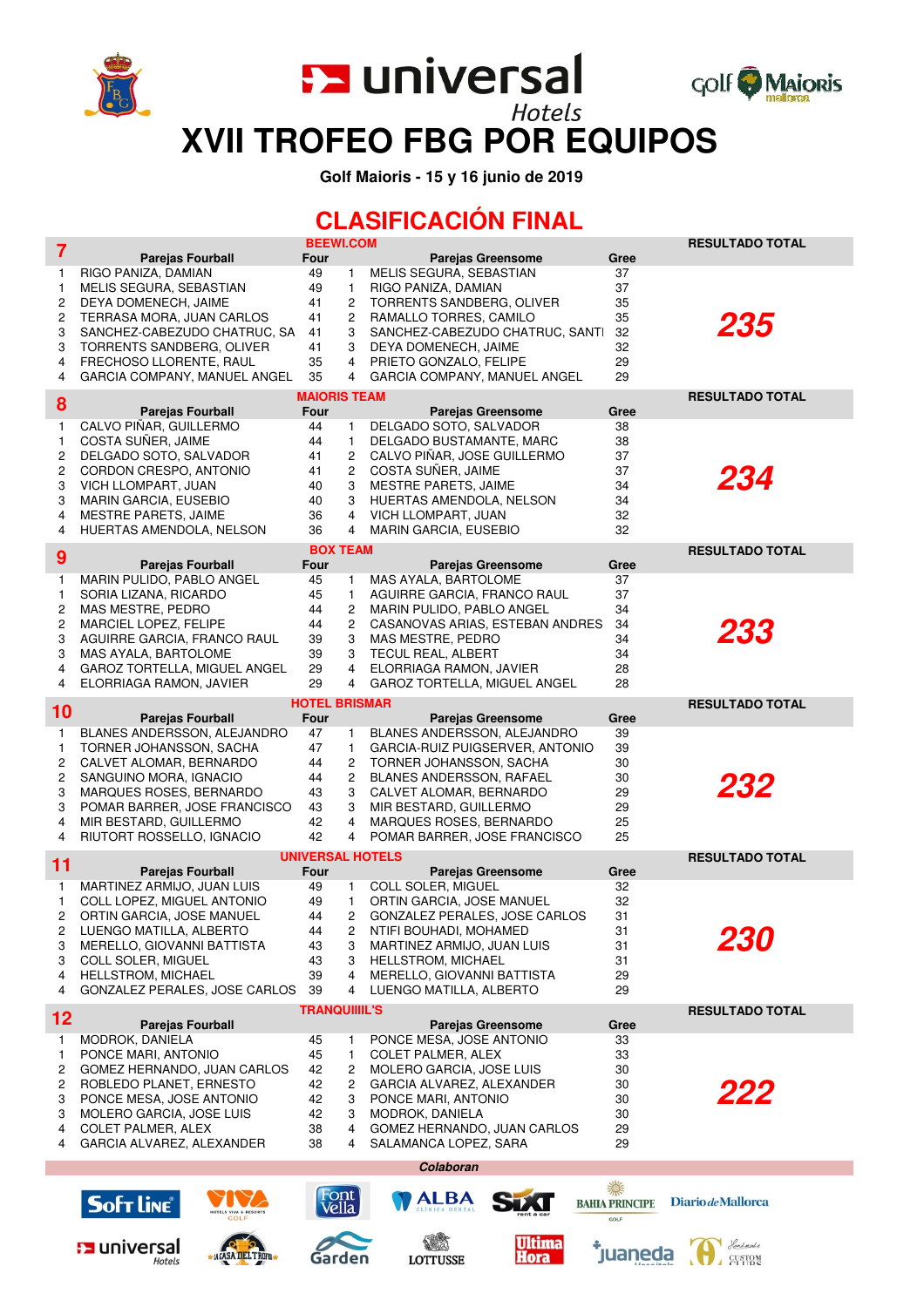# XVII TROFEO FBG POR EQUIPOS

**Golf Maioris - 15 y 16 junio de 2019**

## CLASIFICACIÓN FINAL

**7 — BEEWI.COM**

| | Parejas Fourball | Four | | Parejas Greensome | Gree | RESULTADO TOTAL |
|---|---|---|---|---|---|---|
| 1 | RIGO PANIZA, DAMIAN | 49 | 1 | MELIS SEGURA, SEBASTIAN | 37 | **235** |
| 1 | MELIS SEGURA, SEBASTIAN | 49 | 1 | RIGO PANIZA, DAMIAN | 37 | |
| 2 | DEYA DOMENECH, JAIME | 41 | 2 | TORRENTS SANDBERG, OLIVER | 35 | |
| 2 | TERRASA MORA, JUAN CARLOS | 41 | 2 | RAMALLO TORRES, CAMILO | 35 | |
| 3 | SANCHEZ-CABEZUDO CHATRUC, SA | 41 | 3 | SANCHEZ-CABEZUDO CHATRUC, SANTI | 32 | |
| 3 | TORRENTS SANDBERG, OLIVER | 41 | 3 | DEYA DOMENECH, JAIME | 32 | |
| 4 | FRECHOSO LLORENTE, RAUL | 35 | 4 | PRIETO GONZALO, FELIPE | 29 | |
| 4 | GARCIA COMPANY, MANUEL ANGEL | 35 | 4 | GARCIA COMPANY, MANUEL ANGEL | 29 | |

**8 — MAIORIS TEAM**

| | Parejas Fourball | Four | | Parejas Greensome | Gree | RESULTADO TOTAL |
|---|---|---|---|---|---|---|
| 1 | CALVO PIÑAR, GUILLERMO | 44 | 1 | DELGADO SOTO, SALVADOR | 38 | **234** |
| 1 | COSTA SUÑER, JAIME | 44 | 1 | DELGADO BUSTAMANTE, MARC | 38 | |
| 2 | DELGADO SOTO, SALVADOR | 41 | 2 | CALVO PIÑAR, JOSE GUILLERMO | 37 | |
| 2 | CORDON CRESPO, ANTONIO | 41 | 2 | COSTA SUÑER, JAIME | 37 | |
| 3 | VICH LLOMPART, JUAN | 40 | 3 | MESTRE PARETS, JAIME | 34 | |
| 3 | MARIN GARCIA, EUSEBIO | 40 | 3 | HUERTAS AMENDOLA, NELSON | 34 | |
| 4 | MESTRE PARETS, JAIME | 36 | 4 | VICH LLOMPART, JUAN | 32 | |
| 4 | HUERTAS AMENDOLA, NELSON | 36 | 4 | MARIN GARCIA, EUSEBIO | 32 | |

**9 — BOX TEAM**

| | Parejas Fourball | Four | | Parejas Greensome | Gree | RESULTADO TOTAL |
|---|---|---|---|---|---|---|
| 1 | MARIN PULIDO, PABLO ANGEL | 45 | 1 | MAS AYALA, BARTOLOME | 37 | **233** |
| 1 | SORIA LIZANA, RICARDO | 45 | 1 | AGUIRRE GARCIA, FRANCO RAUL | 37 | |
| 2 | MAS MESTRE, PEDRO | 44 | 2 | MARIN PULIDO, PABLO ANGEL | 34 | |
| 2 | MARCIEL LOPEZ, FELIPE | 44 | 2 | CASANOVAS ARIAS, ESTEBAN ANDRES | 34 | |
| 3 | AGUIRRE GARCIA, FRANCO RAUL | 39 | 3 | MAS MESTRE, PEDRO | 34 | |
| 3 | MAS AYALA, BARTOLOME | 39 | 3 | TECUL REAL, ALBERT | 34 | |
| 4 | GAROZ TORTELLA, MIGUEL ANGEL | 29 | 4 | ELORRIAGA RAMON, JAVIER | 28 | |
| 4 | ELORRIAGA RAMON, JAVIER | 29 | 4 | GAROZ TORTELLA, MIGUEL ANGEL | 28 | |

**10 — HOTEL BRISMAR**

| | Parejas Fourball | Four | | Parejas Greensome | Gree | RESULTADO TOTAL |
|---|---|---|---|---|---|---|
| 1 | BLANES ANDERSSON, ALEJANDRO | 47 | 1 | BLANES ANDERSSON, ALEJANDRO | 39 | **232** |
| 1 | TORNER JOHANSSON, SACHA | 47 | 1 | GARCIA-RUIZ PUIGSERVER, ANTONIO | 39 | |
| 2 | CALVET ALOMAR, BERNARDO | 44 | 2 | TORNER JOHANSSON, SACHA | 30 | |
| 2 | SANGUINO MORA, IGNACIO | 44 | 2 | BLANES ANDERSSON, RAFAEL | 30 | |
| 3 | MARQUES ROSES, BERNARDO | 43 | 3 | CALVET ALOMAR, BERNARDO | 29 | |
| 3 | POMAR BARRER, JOSE FRANCISCO | 43 | 3 | MIR BESTARD, GUILLERMO | 29 | |
| 4 | MIR BESTARD, GUILLERMO | 42 | 4 | MARQUES ROSES, BERNARDO | 25 | |
| 4 | RIUTORT ROSSELLO, IGNACIO | 42 | 4 | POMAR BARRER, JOSE FRANCISCO | 25 | |

**11 — UNIVERSAL HOTELS**

| | Parejas Fourball | Four | | Parejas Greensome | Gree | RESULTADO TOTAL |
|---|---|---|---|---|---|---|
| 1 | MARTINEZ ARMIJO, JUAN LUIS | 49 | 1 | COLL SOLER, MIGUEL | 32 | **230** |
| 1 | COLL LOPEZ, MIGUEL ANTONIO | 49 | 1 | ORTIN GARCIA, JOSE MANUEL | 32 | |
| 2 | ORTIN GARCIA, JOSE MANUEL | 44 | 2 | GONZALEZ PERALES, JOSE CARLOS | 31 | |
| 2 | LUENGO MATILLA, ALBERTO | 44 | 2 | NTIFI BOUHADI, MOHAMED | 31 | |
| 3 | MERELLO, GIOVANNI BATTISTA | 43 | 3 | MARTINEZ ARMIJO, JUAN LUIS | 31 | |
| 3 | COLL SOLER, MIGUEL | 43 | 3 | HELLSTROM, MICHAEL | 31 | |
| 4 | HELLSTROM, MICHAEL | 39 | 4 | MERELLO, GIOVANNI BATTISTA | 29 | |
| 4 | GONZALEZ PERALES, JOSE CARLOS | 39 | 4 | LUENGO MATILLA, ALBERTO | 29 | |

**12 — TRANQUIIIIL'S**

| | Parejas Fourball | Four | | Parejas Greensome | Gree | RESULTADO TOTAL |
|---|---|---|---|---|---|---|
| 1 | MODROK, DANIELA | 45 | 1 | PONCE MESA, JOSE ANTONIO | 33 | **222** |
| 1 | PONCE MARI, ANTONIO | 45 | 1 | COLET PALMER, ALEX | 33 | |
| 2 | GOMEZ HERNANDO, JUAN CARLOS | 42 | 2 | MOLERO GARCIA, JOSE LUIS | 30 | |
| 2 | ROBLEDO PLANET, ERNESTO | 42 | 2 | GARCIA ALVAREZ, ALEXANDER | 30 | |
| 3 | PONCE MESA, JOSE ANTONIO | 42 | 3 | PONCE MARI, ANTONIO | 30 | |
| 3 | MOLERO GARCIA, JOSE LUIS | 42 | 3 | MODROK, DANIELA | 30 | |
| 4 | COLET PALMER, ALEX | 38 | 4 | GOMEZ HERNANDO, JUAN CARLOS | 29 | |
| 4 | GARCIA ALVAREZ, ALEXANDER | 38 | 4 | SALAMANCA LOPEZ, SARA | 29 | |

*Colaboran*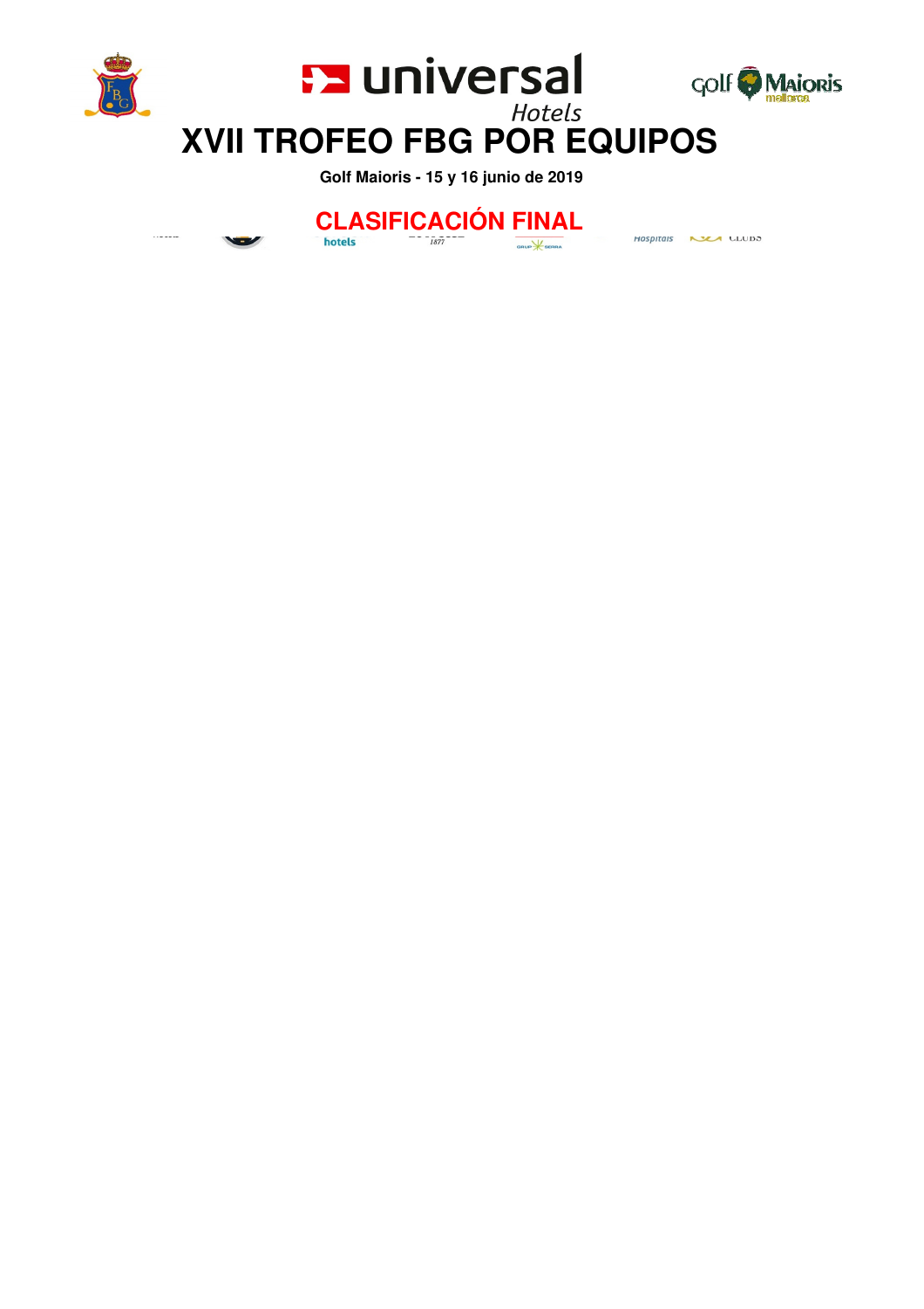# XVII TROFEO FBG POR EQUIPOS

**Golf Maioris - 15 y 16 junio de 2019**

## CLASIFICACIÓN FINAL